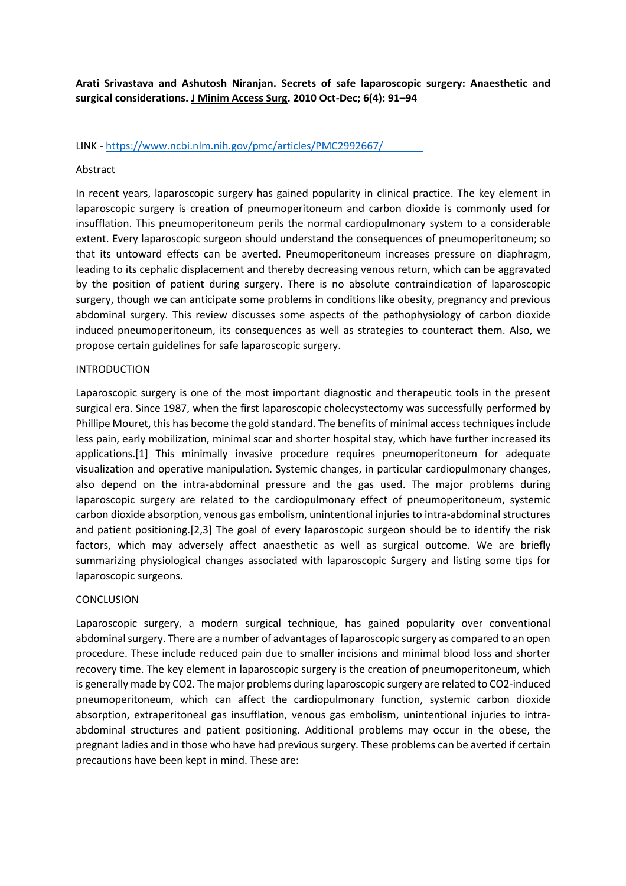**Arati Srivastava and Ashutosh Niranjan. Secrets of safe laparoscopic surgery: Anaesthetic and surgical considerations. J Minim Access Surg. 2010 Oct-Dec; 6(4): 91–94**

LINK - https://www.ncbi.nlm.nih.gov/pmc/articles/PMC2992667/

Abstract

In recent years, laparoscopic surgery has gained popularity in clinical practice. The key element in laparoscopic surgery is creation of pneumoperitoneum and carbon dioxide is commonly used for insufflation. This pneumoperitoneum perils the normal cardiopulmonary system to a considerable extent. Every laparoscopic surgeon should understand the consequences of pneumoperitoneum; so that its untoward effects can be averted. Pneumoperitoneum increases pressure on diaphragm, leading to its cephalic displacement and thereby decreasing venous return, which can be aggravated by the position of patient during surgery. There is no absolute contraindication of laparoscopic surgery, though we can anticipate some problems in conditions like obesity, pregnancy and previous abdominal surgery. This review discusses some aspects of the pathophysiology of carbon dioxide induced pneumoperitoneum, its consequences as well as strategies to counteract them. Also, we propose certain guidelines for safe laparoscopic surgery.

INTRODUCTION

Laparoscopic surgery is one of the most important diagnostic and therapeutic tools in the present surgical era. Since 1987, when the first laparoscopic cholecystectomy was successfully performed by Phillipe Mouret, this has become the gold standard. The benefits of minimal access techniques include less pain, early mobilization, minimal scar and shorter hospital stay, which have further increased its applications.[1] This minimally invasive procedure requires pneumoperitoneum for adequate visualization and operative manipulation. Systemic changes, in particular cardiopulmonary changes, also depend on the intra-abdominal pressure and the gas used. The major problems during laparoscopic surgery are related to the cardiopulmonary effect of pneumoperitoneum, systemic carbon dioxide absorption, venous gas embolism, unintentional injuries to intra-abdominal structures and patient positioning.[2,3] The goal of every laparoscopic surgeon should be to identify the risk factors, which may adversely affect anaesthetic as well as surgical outcome. We are briefly summarizing physiological changes associated with laparoscopic Surgery and listing some tips for laparoscopic surgeons.

CONCLUSION

Laparoscopic surgery, a modern surgical technique, has gained popularity over conventional abdominal surgery. There are a number of advantages of laparoscopic surgery as compared to an open procedure. These include reduced pain due to smaller incisions and minimal blood loss and shorter recovery time. The key element in laparoscopic surgery is the creation of pneumoperitoneum, which is generally made by $CO_2$. The major problems during laparoscopic surgery are related to $CO_2$-induced pneumoperitoneum, which can affect the cardiopulmonary function, systemic carbon dioxide absorption, extraperitoneal gas insufflation, venous gas embolism, unintentional injuries to intra-abdominal structures and patient positioning. Additional problems may occur in the obese, the pregnant ladies and in those who have had previous surgery. These problems can be averted if certain precautions have been kept in mind. These are: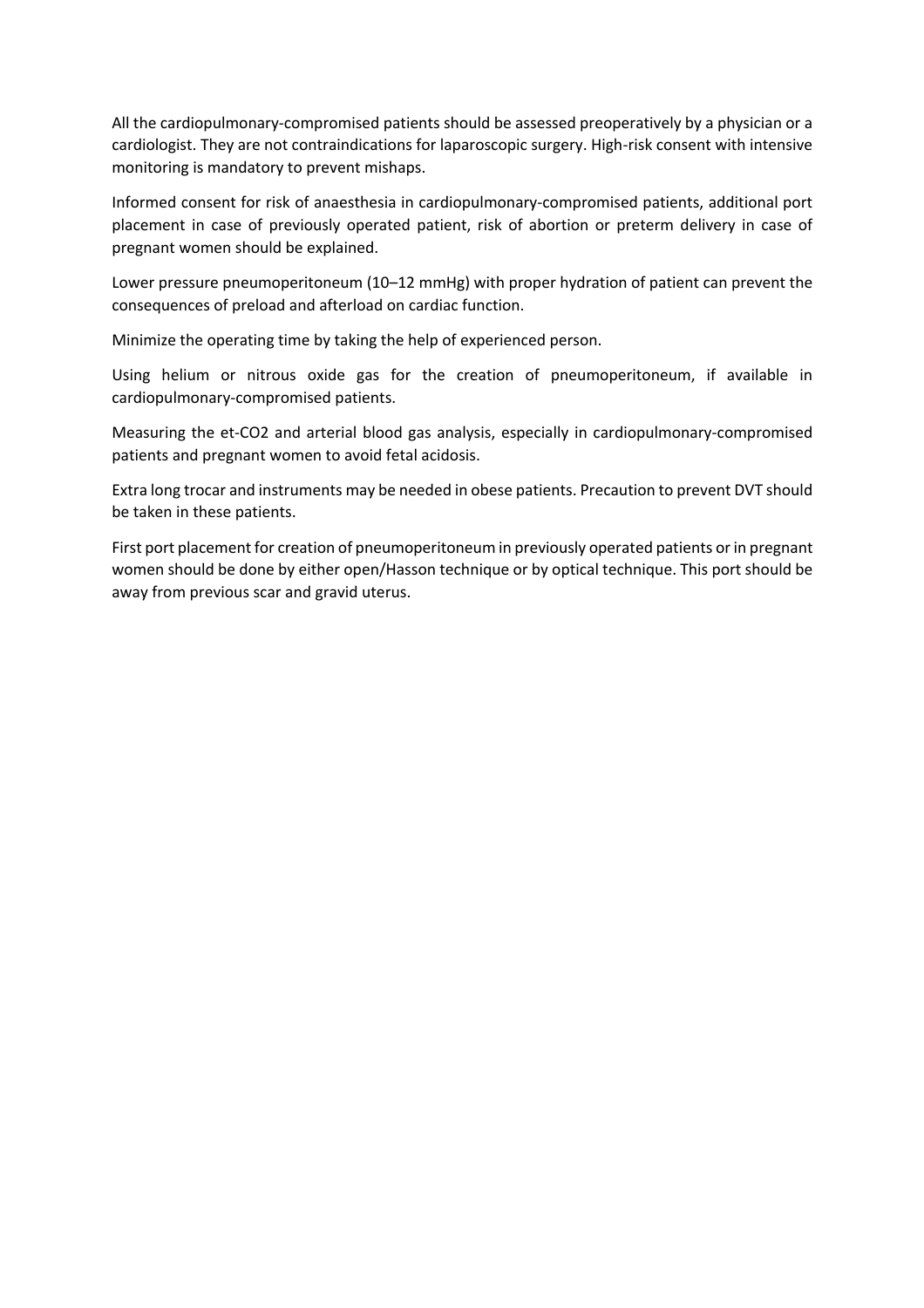All the cardiopulmonary-compromised patients should be assessed preoperatively by a physician or a cardiologist. They are not contraindications for laparoscopic surgery. High-risk consent with intensive monitoring is mandatory to prevent mishaps.

Informed consent for risk of anaesthesia in cardiopulmonary-compromised patients, additional port placement in case of previously operated patient, risk of abortion or preterm delivery in case of pregnant women should be explained.

Lower pressure pneumoperitoneum (10–12 mmHg) with proper hydration of patient can prevent the consequences of preload and afterload on cardiac function.

Minimize the operating time by taking the help of experienced person.

Using helium or nitrous oxide gas for the creation of pneumoperitoneum, if available in cardiopulmonary-compromised patients.

Measuring the et-$CO_2$ and arterial blood gas analysis, especially in cardiopulmonary-compromised patients and pregnant women to avoid fetal acidosis.

Extra long trocar and instruments may be needed in obese patients. Precaution to prevent DVT should be taken in these patients.

First port placement for creation of pneumoperitoneum in previously operated patients or in pregnant women should be done by either open/Hasson technique or by optical technique. This port should be away from previous scar and gravid uterus.